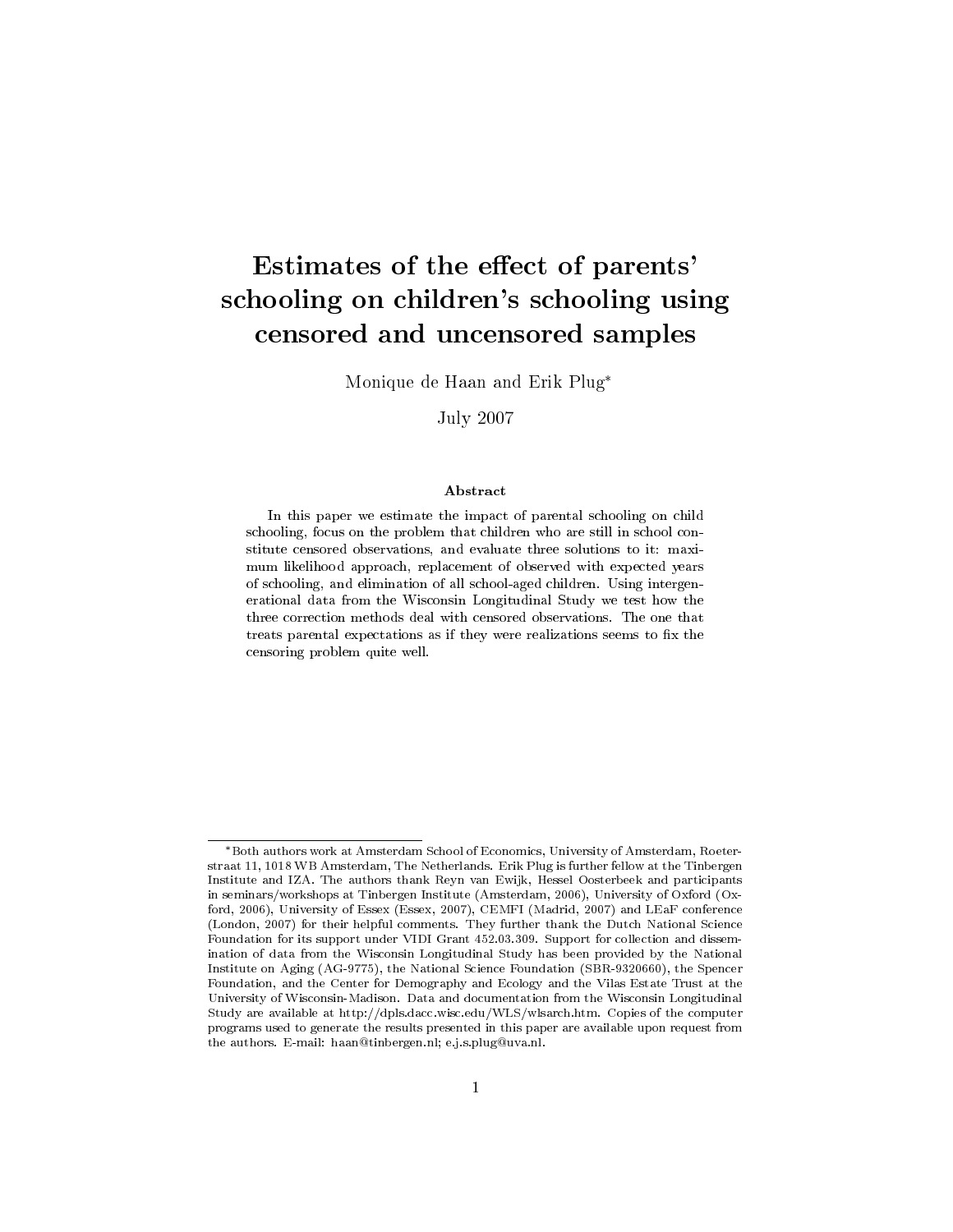# Estimates of the effect of parents' schooling on children's schooling using censored and uncensored samples

Monique de Haan and Erik Plug[*]

July 2007

### Abstract

In this paper we estimate the impact of parental schooling on child schooling, focus on the problem that children who are still in school constitute censored observations, and evaluate three solutions to it: maximum likelihood approach, replacement of observed with expected years of schooling, and elimination of all school-aged children. Using intergenerational data from the Wisconsin Longitudinal Study we test how the three correction methods deal with censored observations. The one that treats parental expectations as if they were realizations seems to fix the censoring problem quite well.

---

[*] Both authors work at Amsterdam School of Economics, University of Amsterdam, Roeterstraat 11, 1018 WB Amsterdam, The Netherlands. Erik Plug is further fellow at the Tinbergen Institute and IZA. The authors thank Reyn van Ewijk, Hessel Oosterbeek and participants in seminars/workshops at Tinbergen Institute (Amsterdam, 2006), University of Oxford (Oxford, 2006), University of Essex (Essex, 2007), CEMFI (Madrid, 2007) and LEaF conference (London, 2007) for their helpful comments. They further thank the Dutch National Science Foundation for its support under VIDI Grant 452.03.309. Support for collection and dissemination of data from the Wisconsin Longitudinal Study has been provided by the National Institute on Aging (AG-9775), the National Science Foundation (SBR-9320660), the Spencer Foundation, and the Center for Demography and Ecology and the Vilas Estate Trust at the University of Wisconsin-Madison. Data and documentation from the Wisconsin Longitudinal Study are available at http://dpls.dacc.wisc.edu/WLS/wlsarch.htm. Copies of the computer programs used to generate the results presented in this paper are available upon request from the authors. E-mail: haan@tinbergen.nl; e.j.s.plug@uva.nl.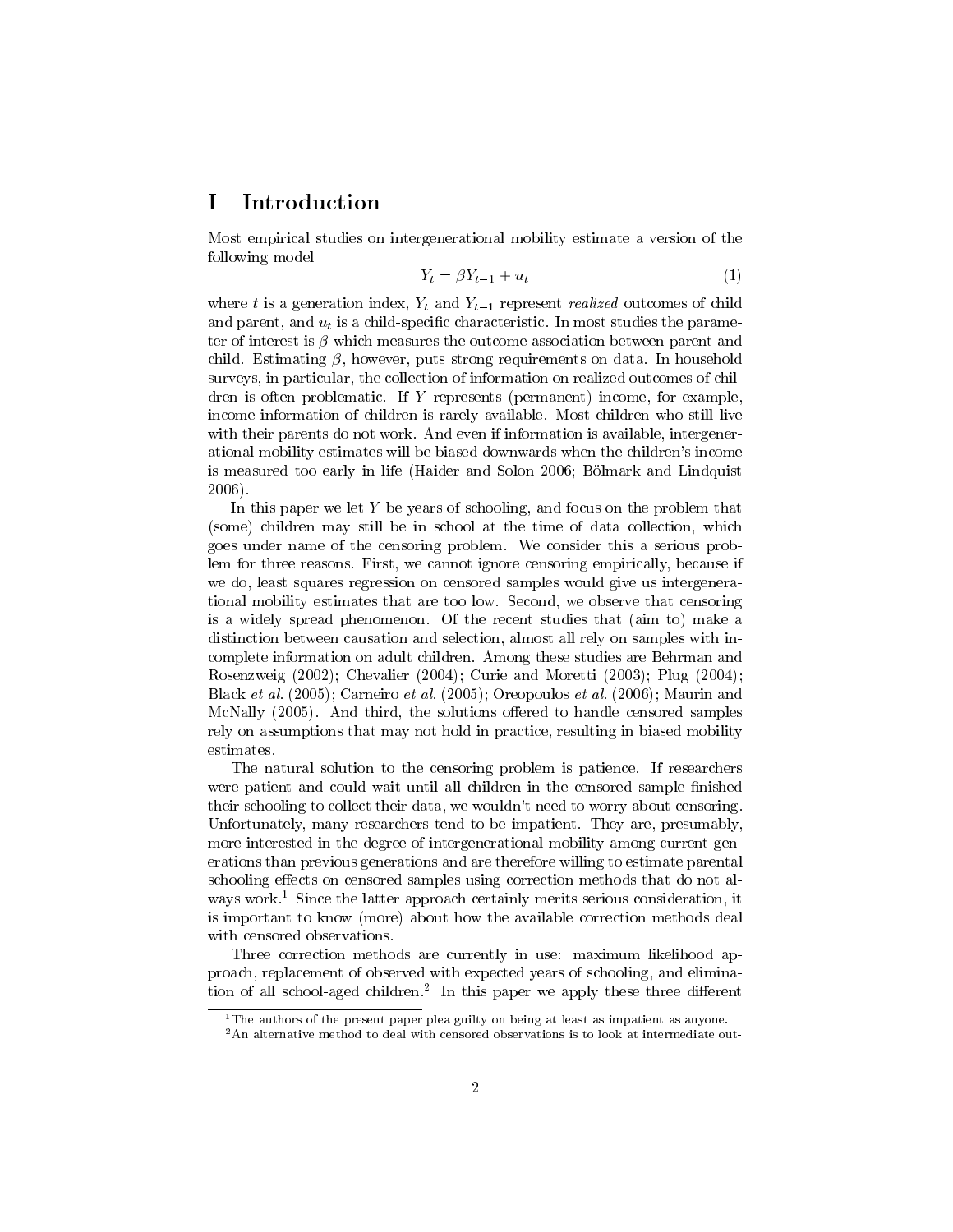# I Introduction

Most empirical studies on intergenerational mobility estimate a version of the following model

$$Y_t = \beta Y_{t-1} + u_t \tag{1}$$

where $t$ is a generation index, $Y_t$ and $Y_{t-1}$ represent *realized* outcomes of child and parent, and $u_t$ is a child-specific characteristic. In most studies the parameter of interest is $\beta$ which measures the outcome association between parent and child. Estimating $\beta$, however, puts strong requirements on data. In household surveys, in particular, the collection of information on realized outcomes of children is often problematic. If $Y$ represents (permanent) income, for example, income information of children is rarely available. Most children who still live with their parents do not work. And even if information is available, intergenerational mobility estimates will be biased downwards when the children's income is measured too early in life (Haider and Solon 2006; Bölmark and Lindquist 2006).

In this paper we let $Y$ be years of schooling, and focus on the problem that (some) children may still be in school at the time of data collection, which goes under name of the censoring problem. We consider this a serious problem for three reasons. First, we cannot ignore censoring empirically, because if we do, least squares regression on censored samples would give us intergenerational mobility estimates that are too low. Second, we observe that censoring is a widely spread phenomenon. Of the recent studies that (aim to) make a distinction between causation and selection, almost all rely on samples with incomplete information on adult children. Among these studies are Behrman and Rosenzweig (2002); Chevalier (2004); Curie and Moretti (2003); Plug (2004); Black *et al.* (2005); Carneiro *et al.* (2005); Oreopoulos *et al.* (2006); Maurin and McNally (2005). And third, the solutions offered to handle censored samples rely on assumptions that may not hold in practice, resulting in biased mobility estimates.

The natural solution to the censoring problem is patience. If researchers were patient and could wait until all children in the censored sample finished their schooling to collect their data, we wouldn't need to worry about censoring. Unfortunately, many researchers tend to be impatient. They are, presumably, more interested in the degree of intergenerational mobility among current generations than previous generations and are therefore willing to estimate parental schooling effects on censored samples using correction methods that do not always work.[1] Since the latter approach certainly merits serious consideration, it is important to know (more) about how the available correction methods deal with censored observations.

Three correction methods are currently in use: maximum likelihood approach, replacement of observed with expected years of schooling, and elimination of all school-aged children.[2] In this paper we apply these three different

[1] The authors of the present paper plea guilty on being at least as impatient as anyone.

[2] An alternative method to deal with censored observations is to look at intermediate out-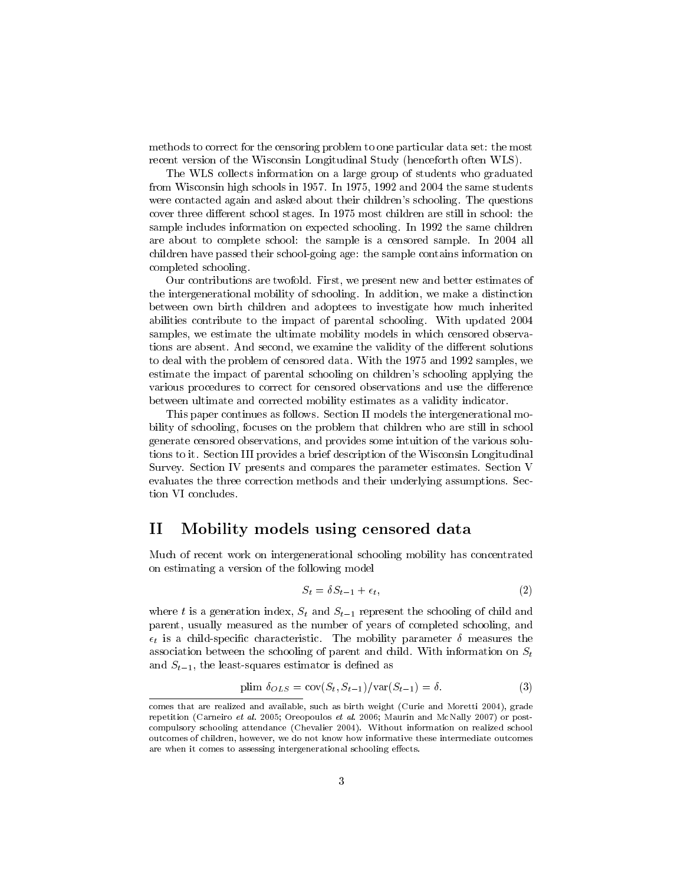methods to correct for the censoring problem to one particular data set: the most recent version of the Wisconsin Longitudinal Study (henceforth often WLS).

The WLS collects information on a large group of students who graduated from Wisconsin high schools in 1957. In 1975, 1992 and 2004 the same students were contacted again and asked about their children's schooling. The questions cover three different school stages. In 1975 most children are still in school: the sample includes information on expected schooling. In 1992 the same children are about to complete school: the sample is a censored sample. In 2004 all children have passed their school-going age: the sample contains information on completed schooling.

Our contributions are twofold. First, we present new and better estimates of the intergenerational mobility of schooling. In addition, we make a distinction between own birth children and adoptees to investigate how much inherited abilities contribute to the impact of parental schooling. With updated 2004 samples, we estimate the ultimate mobility models in which censored observations are absent. And second, we examine the validity of the different solutions to deal with the problem of censored data. With the 1975 and 1992 samples, we estimate the impact of parental schooling on children's schooling applying the various procedures to correct for censored observations and use the difference between ultimate and corrected mobility estimates as a validity indicator.

This paper continues as follows. Section II models the intergenerational mobility of schooling, focuses on the problem that children who are still in school generate censored observations, and provides some intuition of the various solutions to it. Section III provides a brief description of the Wisconsin Longitudinal Survey. Section IV presents and compares the parameter estimates. Section V evaluates the three correction methods and their underlying assumptions. Section VI concludes.

# II Mobility models using censored data

Much of recent work on intergenerational schooling mobility has concentrated on estimating a version of the following model

$$S_t = \delta S_{t-1} + \epsilon_t, \tag{2}$$

where $t$ is a generation index, $S_t$ and $S_{t-1}$ represent the schooling of child and parent, usually measured as the number of years of completed schooling, and $\epsilon_t$ is a child-specific characteristic. The mobility parameter $\delta$ measures the association between the schooling of parent and child. With information on $S_t$ and $S_{t-1}$, the least-squares estimator is defined as

$$\text{plim } \delta_{OLS} = \text{cov}(S_t, S_{t-1})/\text{var}(S_{t-1}) = \delta. \tag{3}$$

comes that are realized and available, such as birth weight (Curie and Moretti 2004), grade repetition (Carneiro *et al.* 2005; Oreopoulos *et al.* 2006; Maurin and McNally 2007) or post-compulsory schooling attendance (Chevalier 2004). Without information on realized school outcomes of children, however, we do not know how informative these intermediate outcomes are when it comes to assessing intergenerational schooling effects.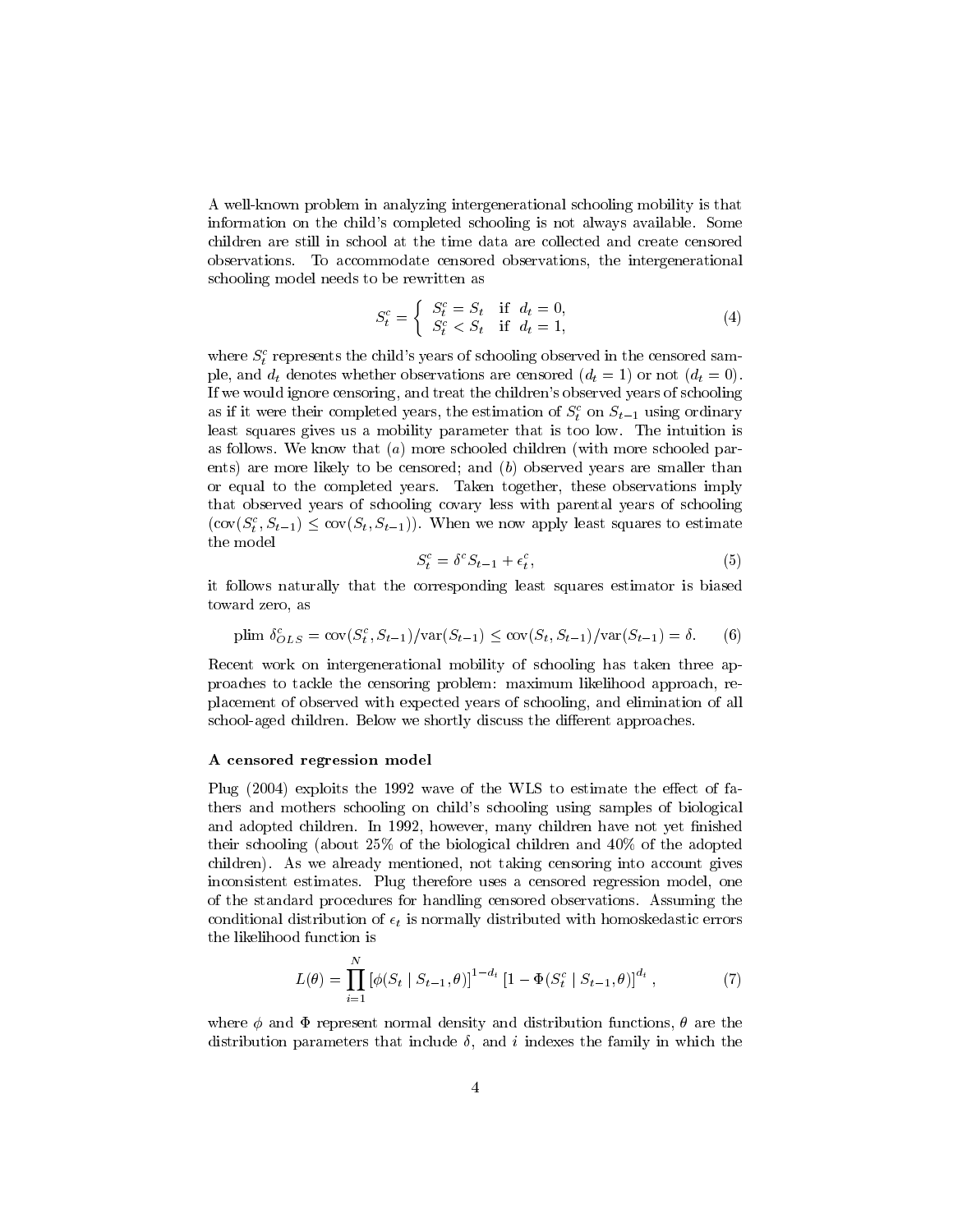A well-known problem in analyzing intergenerational schooling mobility is that information on the child's completed schooling is not always available. Some children are still in school at the time data are collected and create censored observations. To accommodate censored observations, the intergenerational schooling model needs to be rewritten as

$$S_t^c = \begin{cases} S_t^c = S_t & \text{if } d_t = 0, \\ S_t^c < S_t & \text{if } d_t = 1, \end{cases} \tag{4}$$

where $S_t^c$ represents the child's years of schooling observed in the censored sample, and $d_t$ denotes whether observations are censored ($d_t = 1$) or not ($d_t = 0$). If we would ignore censoring, and treat the children's observed years of schooling as if it were their completed years, the estimation of $S_t^c$ on $S_{t-1}$ using ordinary least squares gives us a mobility parameter that is too low. The intuition is as follows. We know that ($a$) more schooled children (with more schooled parents) are more likely to be censored; and ($b$) observed years are smaller than or equal to the completed years. Taken together, these observations imply that observed years of schooling covary less with parental years of schooling ($\text{cov}(S_t^c, S_{t-1}) \leq \text{cov}(S_t, S_{t-1})$). When we now apply least squares to estimate the model

$$S_t^c = \delta^c S_{t-1} + \epsilon_t^c, \tag{5}$$

it follows naturally that the corresponding least squares estimator is biased toward zero, as

$$\text{plim } \delta_{OLS}^c = \text{cov}(S_t^c, S_{t-1})/\text{var}(S_{t-1}) \leq \text{cov}(S_t, S_{t-1})/\text{var}(S_{t-1}) = \delta. \tag{6}$$

Recent work on intergenerational mobility of schooling has taken three approaches to tackle the censoring problem: maximum likelihood approach, replacement of observed with expected years of schooling, and elimination of all school-aged children. Below we shortly discuss the different approaches.

### A censored regression model

Plug (2004) exploits the 1992 wave of the WLS to estimate the effect of fathers and mothers schooling on child's schooling using samples of biological and adopted children. In 1992, however, many children have not yet finished their schooling (about 25% of the biological children and 40% of the adopted children). As we already mentioned, not taking censoring into account gives inconsistent estimates. Plug therefore uses a censored regression model, one of the standard procedures for handling censored observations. Assuming the conditional distribution of $\epsilon_t$ is normally distributed with homoskedastic errors the likelihood function is

$$L(\theta) = \prod_{i=1}^{N} \left[\phi(S_t \mid S_{t-1}, \theta)\right]^{1-d_t} \left[1 - \Phi(S_t^c \mid S_{t-1}, \theta)\right]^{d_t}, \tag{7}$$

where $\phi$ and $\Phi$ represent normal density and distribution functions, $\theta$ are the distribution parameters that include $\delta$, and $i$ indexes the family in which the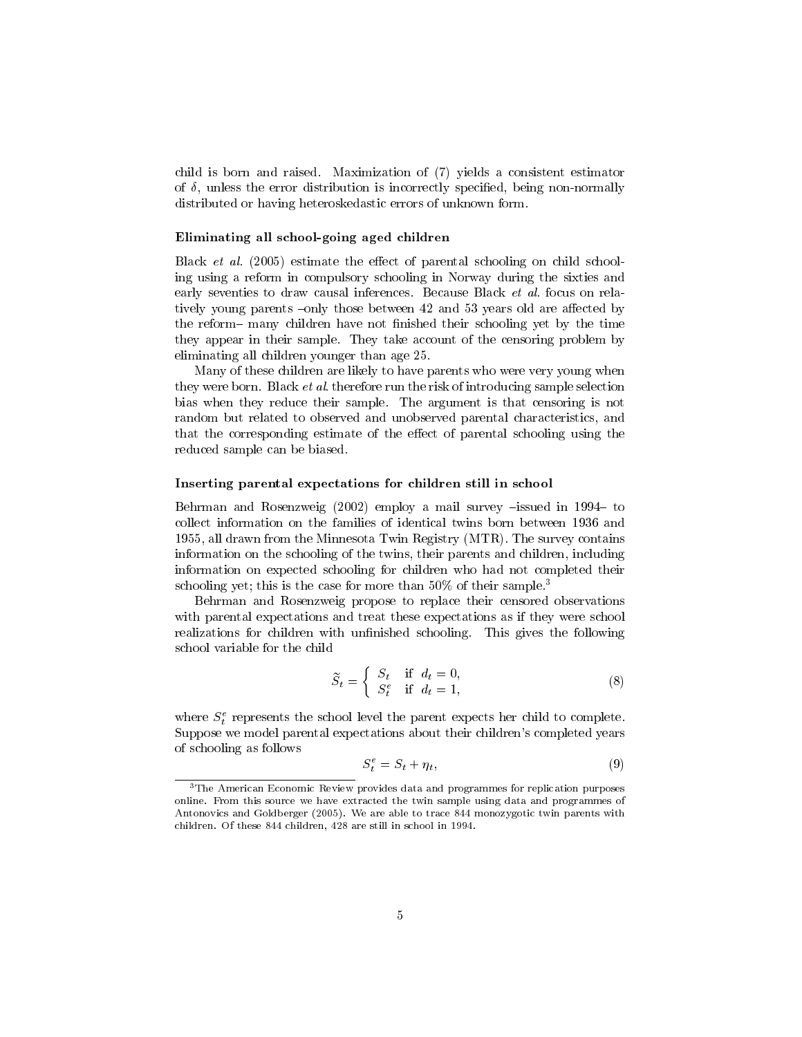child is born and raised. Maximization of (7) yields a consistent estimator of $\delta$, unless the error distribution is incorrectly specified, being non-normally distributed or having heteroskedastic errors of unknown form.

### Eliminating all school-going aged children

Black *et al.* (2005) estimate the effect of parental schooling on child schooling using a reform in compulsory schooling in Norway during the sixties and early seventies to draw causal inferences. Because Black *et al.* focus on relatively young parents –only those between 42 and 53 years old are affected by the reform– many children have not finished their schooling yet by the time they appear in their sample. They take account of the censoring problem by eliminating all children younger than age 25.

Many of these children are likely to have parents who were very young when they were born. Black *et al.* therefore run the risk of introducing sample selection bias when they reduce their sample. The argument is that censoring is not random but related to observed and unobserved parental characteristics, and that the corresponding estimate of the effect of parental schooling using the reduced sample can be biased.

### Inserting parental expectations for children still in school

Behrman and Rosenzweig (2002) employ a mail survey –issued in 1994– to collect information on the families of identical twins born between 1936 and 1955, all drawn from the Minnesota Twin Registry (MTR). The survey contains information on the schooling of the twins, their parents and children, including information on expected schooling for children who had not completed their schooling yet; this is the case for more than 50% of their sample.[3]

Behrman and Rosenzweig propose to replace their censored observations with parental expectations and treat these expectations as if they were school realizations for children with unfinished schooling. This gives the following school variable for the child

$$\widetilde{S}_t = \begin{cases} S_t & \text{if } d_t = 0, \\ S_t^e & \text{if } d_t = 1, \end{cases} \tag{8}$$

where $S_t^e$ represents the school level the parent expects her child to complete. Suppose we model parental expectations about their children's completed years of schooling as follows

$$S_t^e = S_t + \eta_t, \tag{9}$$

[3]The American Economic Review provides data and programmes for replication purposes online. From this source we have extracted the twin sample using data and programmes of Antonovics and Goldberger (2005). We are able to trace 844 monozygotic twin parents with children. Of these 844 children, 428 are still in school in 1994.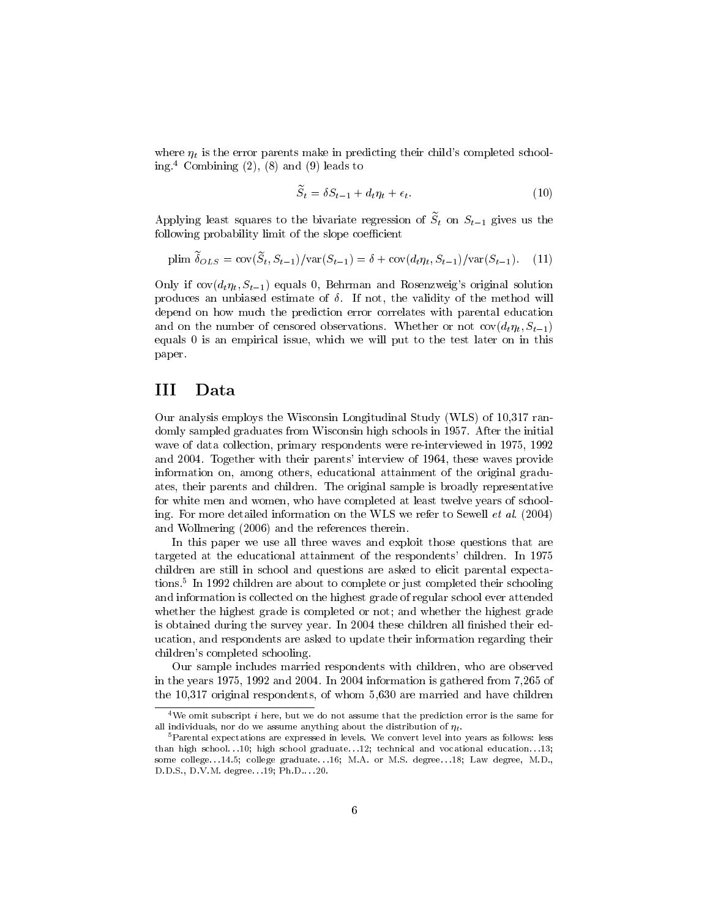where $\eta_t$ is the error parents make in predicting their child's completed schooling.[4] Combining (2), (8) and (9) leads to

$$\widetilde{S}_t = \delta S_{t-1} + d_t \eta_t + \epsilon_t. \tag{10}$$

Applying least squares to the bivariate regression of $\widetilde{S}_t$ on $S_{t-1}$ gives us the following probability limit of the slope coefficient

$$\text{plim } \widetilde{\delta}_{OLS} = \text{cov}(\widetilde{S}_t, S_{t-1})/\text{var}(S_{t-1}) = \delta + \text{cov}(d_t \eta_t, S_{t-1})/\text{var}(S_{t-1}). \tag{11}$$

Only if $\text{cov}(d_t \eta_t, S_{t-1})$ equals 0, Behrman and Rosenzweig's original solution produces an unbiased estimate of $\delta$. If not, the validity of the method will depend on how much the prediction error correlates with parental education and on the number of censored observations. Whether or not $\text{cov}(d_t \eta_t, S_{t-1})$ equals 0 is an empirical issue, which we will put to the test later on in this paper.

# III Data

Our analysis employs the Wisconsin Longitudinal Study (WLS) of 10,317 randomly sampled graduates from Wisconsin high schools in 1957. After the initial wave of data collection, primary respondents were re-interviewed in 1975, 1992 and 2004. Together with their parents' interview of 1964, these waves provide information on, among others, educational attainment of the original graduates, their parents and children. The original sample is broadly representative for white men and women, who have completed at least twelve years of schooling. For more detailed information on the WLS we refer to Sewell *et al.* (2004) and Wollmering (2006) and the references therein.

In this paper we use all three waves and exploit those questions that are targeted at the educational attainment of the respondents' children. In 1975 children are still in school and questions are asked to elicit parental expectations.[5] In 1992 children are about to complete or just completed their schooling and information is collected on the highest grade of regular school ever attended whether the highest grade is completed or not; and whether the highest grade is obtained during the survey year. In 2004 these children all finished their education, and respondents are asked to update their information regarding their children's completed schooling.

Our sample includes married respondents with children, who are observed in the years 1975, 1992 and 2004. In 2004 information is gathered from 7,265 of the 10,317 original respondents, of whom 5,630 are married and have children

---

[4] We omit subscript $i$ here, but we do not assume that the prediction error is the same for all individuals, nor do we assume anything about the distribution of $\eta_t$.

[5] Parental expectations are expressed in levels. We convert level into years as follows: less than high school...10; high school graduate...12; technical and vocational education...13; some college...14.5; college graduate...16; M.A. or M.S. degree...18; Law degree, M.D., D.D.S., D.V.M. degree...19; Ph.D....20.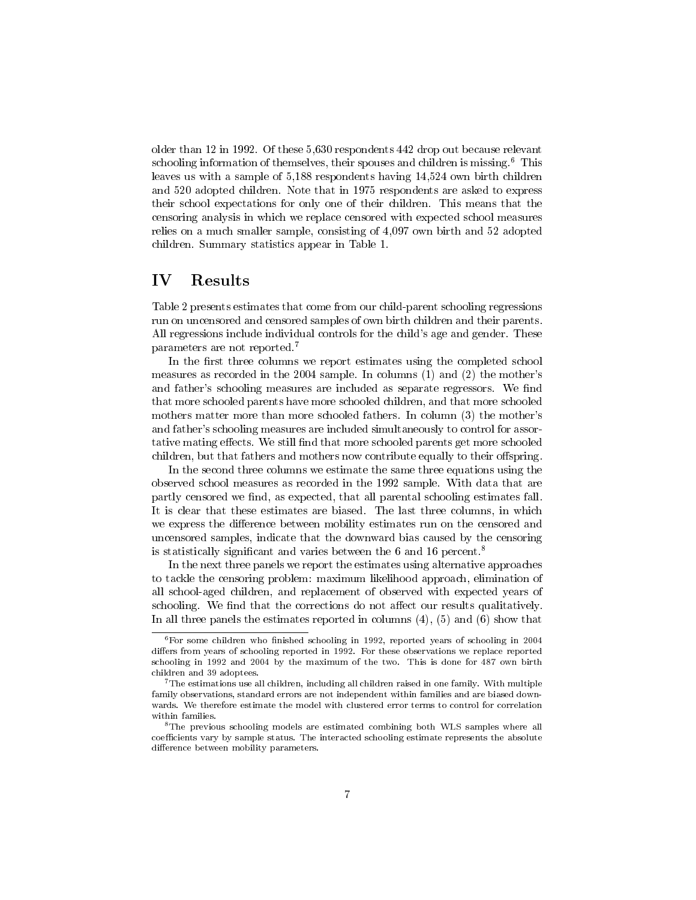older than 12 in 1992. Of these 5,630 respondents 442 drop out because relevant schooling information of themselves, their spouses and children is missing.[6] This leaves us with a sample of 5,188 respondents having 14,524 own birth children and 520 adopted children. Note that in 1975 respondents are asked to express their school expectations for only one of their children. This means that the censoring analysis in which we replace censored with expected school measures relies on a much smaller sample, consisting of 4,097 own birth and 52 adopted children. Summary statistics appear in Table 1.

# IV Results

Table 2 presents estimates that come from our child-parent schooling regressions run on uncensored and censored samples of own birth children and their parents. All regressions include individual controls for the child's age and gender. These parameters are not reported.[7]

In the first three columns we report estimates using the completed school measures as recorded in the 2004 sample. In columns (1) and (2) the mother's and father's schooling measures are included as separate regressors. We find that more schooled parents have more schooled children, and that more schooled mothers matter more than more schooled fathers. In column (3) the mother's and father's schooling measures are included simultaneously to control for assortative mating effects. We still find that more schooled parents get more schooled children, but that fathers and mothers now contribute equally to their offspring.

In the second three columns we estimate the same three equations using the observed school measures as recorded in the 1992 sample. With data that are partly censored we find, as expected, that all parental schooling estimates fall. It is clear that these estimates are biased. The last three columns, in which we express the difference between mobility estimates run on the censored and uncensored samples, indicate that the downward bias caused by the censoring is statistically significant and varies between the 6 and 16 percent.[8]

In the next three panels we report the estimates using alternative approaches to tackle the censoring problem: maximum likelihood approach, elimination of all school-aged children, and replacement of observed with expected years of schooling. We find that the corrections do not affect our results qualitatively. In all three panels the estimates reported in columns (4), (5) and (6) show that

[6] For some children who finished schooling in 1992, reported years of schooling in 2004 differs from years of schooling reported in 1992. For these observations we replace reported schooling in 1992 and 2004 by the maximum of the two. This is done for 487 own birth children and 39 adoptees.

[7] The estimations use all children, including all children raised in one family. With multiple family observations, standard errors are not independent within families and are biased downwards. We therefore estimate the model with clustered error terms to control for correlation within families.

[8] The previous schooling models are estimated combining both WLS samples where all coefficients vary by sample status. The interacted schooling estimate represents the absolute difference between mobility parameters.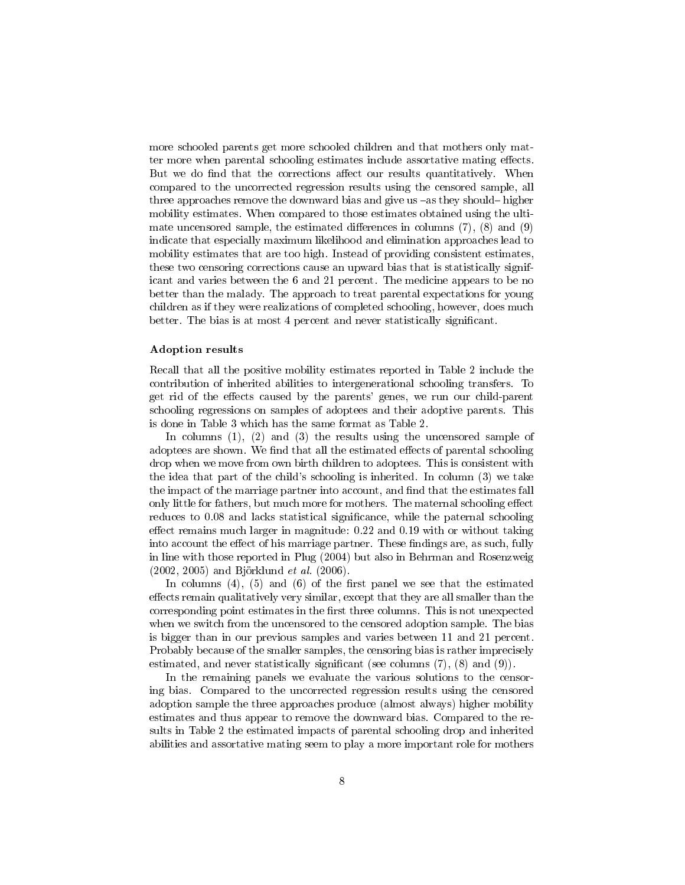more schooled parents get more schooled children and that mothers only matter more when parental schooling estimates include assortative mating effects. But we do find that the corrections affect our results quantitatively. When compared to the uncorrected regression results using the censored sample, all three approaches remove the downward bias and give us –as they should– higher mobility estimates. When compared to those estimates obtained using the ultimate uncensored sample, the estimated differences in columns (7), (8) and (9) indicate that especially maximum likelihood and elimination approaches lead to mobility estimates that are too high. Instead of providing consistent estimates, these two censoring corrections cause an upward bias that is statistically significant and varies between the 6 and 21 percent. The medicine appears to be no better than the malady. The approach to treat parental expectations for young children as if they were realizations of completed schooling, however, does much better. The bias is at most 4 percent and never statistically significant.

#### Adoption results

Recall that all the positive mobility estimates reported in Table 2 include the contribution of inherited abilities to intergenerational schooling transfers. To get rid of the effects caused by the parents' genes, we run our child-parent schooling regressions on samples of adoptees and their adoptive parents. This is done in Table 3 which has the same format as Table 2.

In columns (1), (2) and (3) the results using the uncensored sample of adoptees are shown. We find that all the estimated effects of parental schooling drop when we move from own birth children to adoptees. This is consistent with the idea that part of the child's schooling is inherited. In column (3) we take the impact of the marriage partner into account, and find that the estimates fall only little for fathers, but much more for mothers. The maternal schooling effect reduces to 0.08 and lacks statistical significance, while the paternal schooling effect remains much larger in magnitude: 0.22 and 0.19 with or without taking into account the effect of his marriage partner. These findings are, as such, fully in line with those reported in Plug (2004) but also in Behrman and Rosenzweig (2002, 2005) and Björklund *et al.* (2006).

In columns (4), (5) and (6) of the first panel we see that the estimated effects remain qualitatively very similar, except that they are all smaller than the corresponding point estimates in the first three columns. This is not unexpected when we switch from the uncensored to the censored adoption sample. The bias is bigger than in our previous samples and varies between 11 and 21 percent. Probably because of the smaller samples, the censoring bias is rather imprecisely estimated, and never statistically significant (see columns (7), (8) and (9)).

In the remaining panels we evaluate the various solutions to the censoring bias. Compared to the uncorrected regression results using the censored adoption sample the three approaches produce (almost always) higher mobility estimates and thus appear to remove the downward bias. Compared to the results in Table 2 the estimated impacts of parental schooling drop and inherited abilities and assortative mating seem to play a more important role for mothers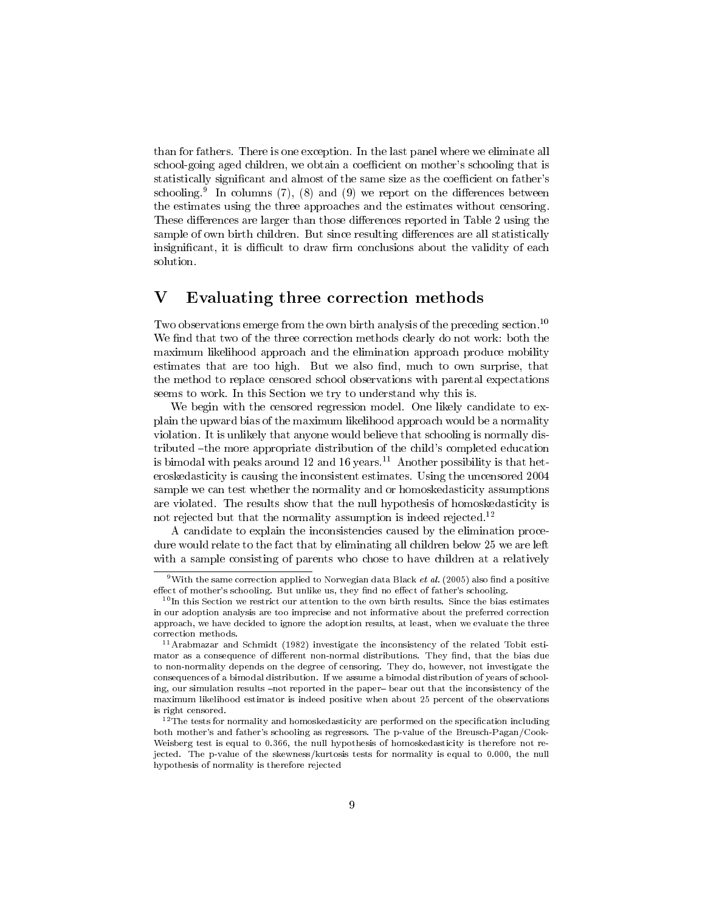than for fathers. There is one exception. In the last panel where we eliminate all school-going aged children, we obtain a coefficient on mother's schooling that is statistically significant and almost of the same size as the coefficient on father's schooling.[9] In columns (7), (8) and (9) we report on the differences between the estimates using the three approaches and the estimates without censoring. These differences are larger than those differences reported in Table 2 using the sample of own birth children. But since resulting differences are all statistically insignificant, it is difficult to draw firm conclusions about the validity of each solution.

# V Evaluating three correction methods

Two observations emerge from the own birth analysis of the preceding section.[10] We find that two of the three correction methods clearly do not work: both the maximum likelihood approach and the elimination approach produce mobility estimates that are too high. But we also find, much to own surprise, that the method to replace censored school observations with parental expectations seems to work. In this Section we try to understand why this is.

We begin with the censored regression model. One likely candidate to explain the upward bias of the maximum likelihood approach would be a normality violation. It is unlikely that anyone would believe that schooling is normally distributed –the more appropriate distribution of the child's completed education is bimodal with peaks around 12 and 16 years.[11] Another possibility is that heteroskedasticity is causing the inconsistent estimates. Using the uncensored 2004 sample we can test whether the normality and or homoskedasticity assumptions are violated. The results show that the null hypothesis of homoskedasticity is not rejected but that the normality assumption is indeed rejected.[12]

A candidate to explain the inconsistencies caused by the elimination procedure would relate to the fact that by eliminating all children below 25 we are left with a sample consisting of parents who chose to have children at a relatively

---

[9]With the same correction applied to Norwegian data Black *et al.* (2005) also find a positive effect of mother's schooling. But unlike us, they find no effect of father's schooling.

[10]In this Section we restrict our attention to the own birth results. Since the bias estimates in our adoption analysis are too imprecise and not informative about the preferred correction approach, we have decided to ignore the adoption results, at least, when we evaluate the three correction methods.

[11]Arabmazar and Schmidt (1982) investigate the inconsistency of the related Tobit estimator as a consequence of different non-normal distributions. They find, that the bias due to non-normality depends on the degree of censoring. They do, however, not investigate the consequences of a bimodal distribution. If we assume a bimodal distribution of years of schooling, our simulation results –not reported in the paper– bear out that the inconsistency of the maximum likelihood estimator is indeed positive when about 25 percent of the observations is right censored.

[12]The tests for normality and homoskedasticity are performed on the specification including both mother's and father's schooling as regressors. The p-value of the Breusch-Pagan/Cook-Weisberg test is equal to 0.366, the null hypothesis of homoskedasticity is therefore not rejected. The p-value of the skewness/kurtosis tests for normality is equal to 0.000, the null hypothesis of normality is therefore rejected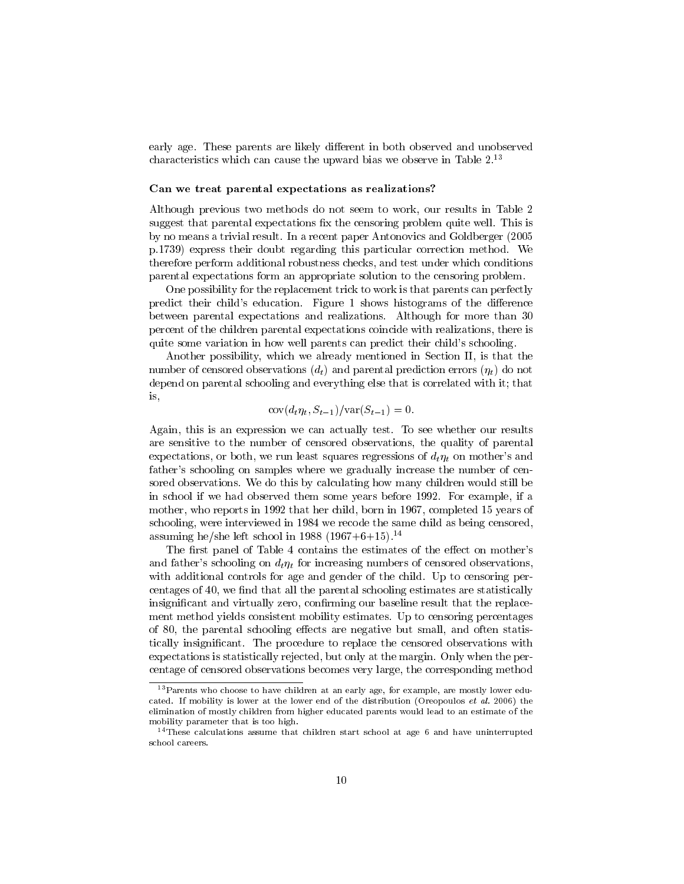early age. These parents are likely different in both observed and unobserved characteristics which can cause the upward bias we observe in Table 2.[13]

### Can we treat parental expectations as realizations?

Although previous two methods do not seem to work, our results in Table 2 suggest that parental expectations fix the censoring problem quite well. This is by no means a trivial result. In a recent paper Antonovics and Goldberger (2005 p.1739) express their doubt regarding this particular correction method. We therefore perform additional robustness checks, and test under which conditions parental expectations form an appropriate solution to the censoring problem.

One possibility for the replacement trick to work is that parents can perfectly predict their child's education. Figure 1 shows histograms of the difference between parental expectations and realizations. Although for more than 30 percent of the children parental expectations coincide with realizations, there is quite some variation in how well parents can predict their child's schooling.

Another possibility, which we already mentioned in Section II, is that the number of censored observations ($d_t$) and parental prediction errors ($\eta_t$) do not depend on parental schooling and everything else that is correlated with it; that is,

$$\text{cov}(d_t\eta_t, S_{t-1})/\text{var}(S_{t-1}) = 0.$$

Again, this is an expression we can actually test. To see whether our results are sensitive to the number of censored observations, the quality of parental expectations, or both, we run least squares regressions of $d_t\eta_t$ on mother's and father's schooling on samples where we gradually increase the number of censored observations. We do this by calculating how many children would still be in school if we had observed them some years before 1992. For example, if a mother, who reports in 1992 that her child, born in 1967, completed 15 years of schooling, were interviewed in 1984 we recode the same child as being censored, assuming he/she left school in 1988 (1967+6+15).[14]

The first panel of Table 4 contains the estimates of the effect on mother's and father's schooling on $d_t\eta_t$ for increasing numbers of censored observations, with additional controls for age and gender of the child. Up to censoring percentages of 40, we find that all the parental schooling estimates are statistically insignificant and virtually zero, confirming our baseline result that the replacement method yields consistent mobility estimates. Up to censoring percentages of 80, the parental schooling effects are negative but small, and often statistically insignificant. The procedure to replace the censored observations with expectations is statistically rejected, but only at the margin. Only when the percentage of censored observations becomes very large, the corresponding method

[13] Parents who choose to have children at an early age, for example, are mostly lower educated. If mobility is lower at the lower end of the distribution (Oreopoulos *et al.* 2006) the elimination of mostly children from higher educated parents would lead to an estimate of the mobility parameter that is too high.

[14] These calculations assume that children start school at age 6 and have uninterrupted school careers.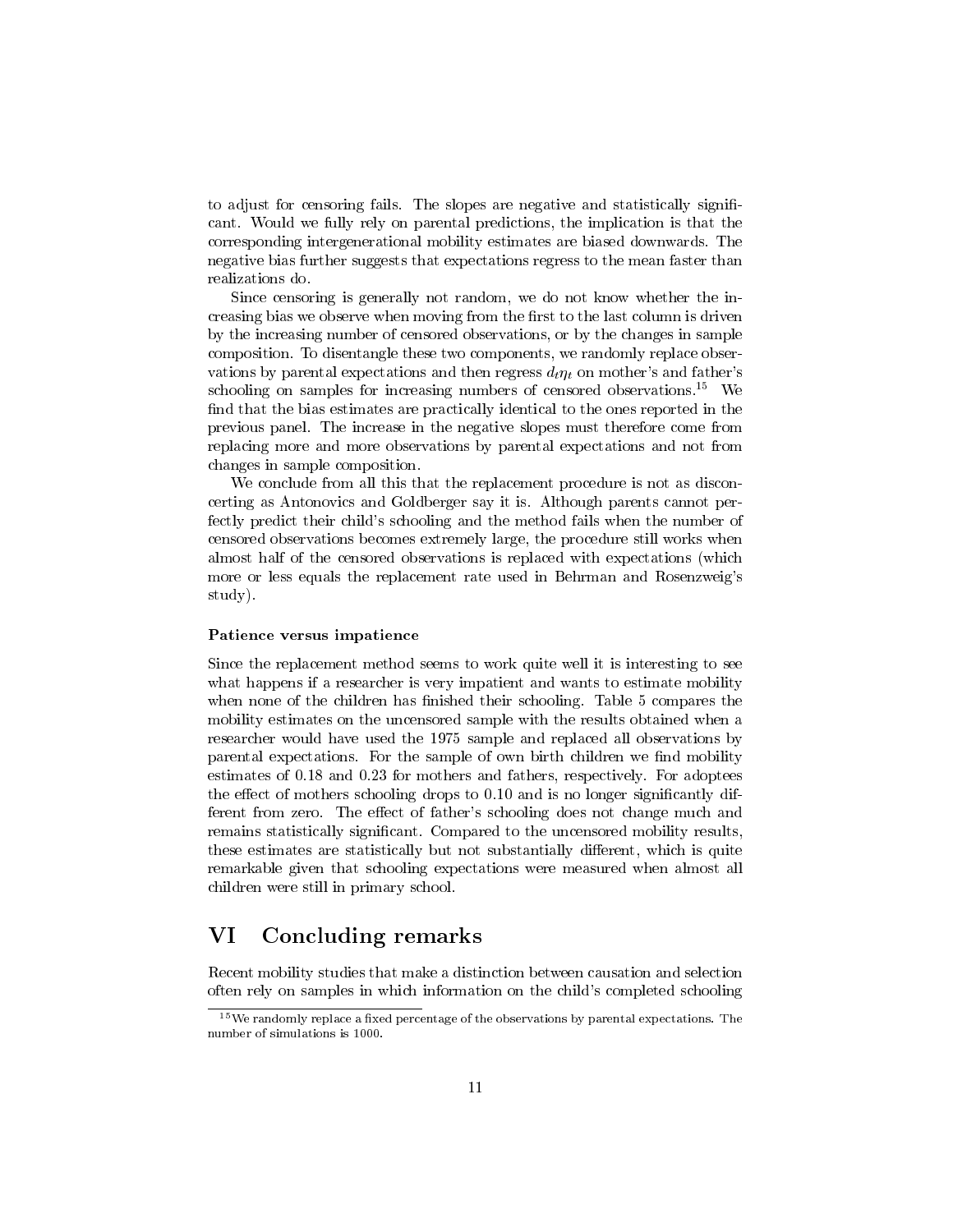to adjust for censoring fails. The slopes are negative and statistically significant. Would we fully rely on parental predictions, the implication is that the corresponding intergenerational mobility estimates are biased downwards. The negative bias further suggests that expectations regress to the mean faster than realizations do.

Since censoring is generally not random, we do not know whether the increasing bias we observe when moving from the first to the last column is driven by the increasing number of censored observations, or by the changes in sample composition. To disentangle these two components, we randomly replace observations by parental expectations and then regress $d_t\eta_t$ on mother's and father's schooling on samples for increasing numbers of censored observations.[15] We find that the bias estimates are practically identical to the ones reported in the previous panel. The increase in the negative slopes must therefore come from replacing more and more observations by parental expectations and not from changes in sample composition.

We conclude from all this that the replacement procedure is not as disconcerting as Antonovics and Goldberger say it is. Although parents cannot perfectly predict their child's schooling and the method fails when the number of censored observations becomes extremely large, the procedure still works when almost half of the censored observations is replaced with expectations (which more or less equals the replacement rate used in Behrman and Rosenzweig's study).

#### Patience versus impatience

Since the replacement method seems to work quite well it is interesting to see what happens if a researcher is very impatient and wants to estimate mobility when none of the children has finished their schooling. Table 5 compares the mobility estimates on the uncensored sample with the results obtained when a researcher would have used the 1975 sample and replaced all observations by parental expectations. For the sample of own birth children we find mobility estimates of 0.18 and 0.23 for mothers and fathers, respectively. For adoptees the effect of mothers schooling drops to 0.10 and is no longer significantly different from zero. The effect of father's schooling does not change much and remains statistically significant. Compared to the uncensored mobility results, these estimates are statistically but not substantially different, which is quite remarkable given that schooling expectations were measured when almost all children were still in primary school.

## VI Concluding remarks

Recent mobility studies that make a distinction between causation and selection often rely on samples in which information on the child's completed schooling

[15] We randomly replace a fixed percentage of the observations by parental expectations. The number of simulations is 1000.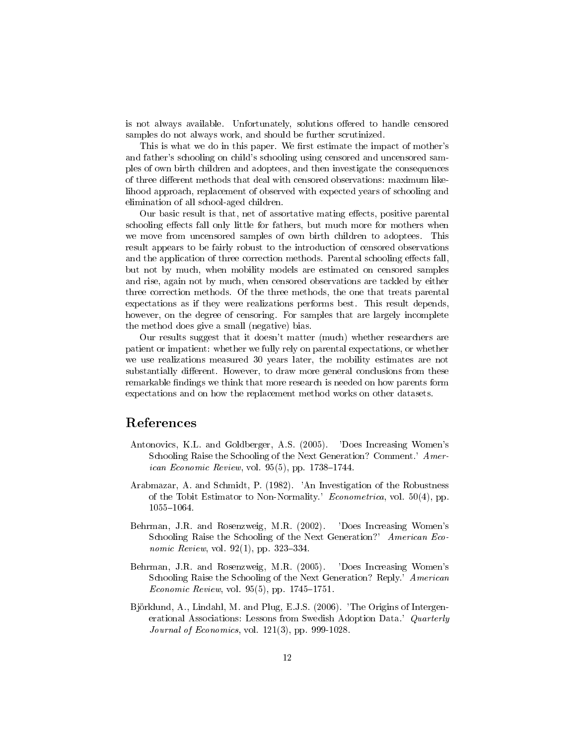is not always available. Unfortunately, solutions offered to handle censored samples do not always work, and should be further scrutinized.

This is what we do in this paper. We first estimate the impact of mother's and father's schooling on child's schooling using censored and uncensored samples of own birth children and adoptees, and then investigate the consequences of three different methods that deal with censored observations: maximum likelihood approach, replacement of observed with expected years of schooling and elimination of all school-aged children.

Our basic result is that, net of assortative mating effects, positive parental schooling effects fall only little for fathers, but much more for mothers when we move from uncensored samples of own birth children to adoptees. This result appears to be fairly robust to the introduction of censored observations and the application of three correction methods. Parental schooling effects fall, but not by much, when mobility models are estimated on censored samples and rise, again not by much, when censored observations are tackled by either three correction methods. Of the three methods, the one that treats parental expectations as if they were realizations performs best. This result depends, however, on the degree of censoring. For samples that are largely incomplete the method does give a small (negative) bias.

Our results suggest that it doesn't matter (much) whether researchers are patient or impatient: whether we fully rely on parental expectations, or whether we use realizations measured 30 years later, the mobility estimates are not substantially different. However, to draw more general conclusions from these remarkable findings we think that more research is needed on how parents form expectations and on how the replacement method works on other datasets.

## References

Antonovics, K.L. and Goldberger, A.S. (2005). 'Does Increasing Women's Schooling Raise the Schooling of the Next Generation? Comment.' *American Economic Review*, vol. 95(5), pp. 1738–1744.

Arabmazar, A. and Schmidt, P. (1982). 'An Investigation of the Robustness of the Tobit Estimator to Non-Normality.' *Econometrica*, vol. 50(4), pp. 1055–1064.

Behrman, J.R. and Rosenzweig, M.R. (2002). 'Does Increasing Women's Schooling Raise the Schooling of the Next Generation?' *American Economic Review*, vol. 92(1), pp. 323–334.

Behrman, J.R. and Rosenzweig, M.R. (2005). 'Does Increasing Women's Schooling Raise the Schooling of the Next Generation? Reply.' *American Economic Review*, vol. 95(5), pp. 1745–1751.

Björklund, A., Lindahl, M. and Plug, E.J.S. (2006). 'The Origins of Intergenerational Associations: Lessons from Swedish Adoption Data.' *Quarterly Journal of Economics*, vol. 121(3), pp. 999-1028.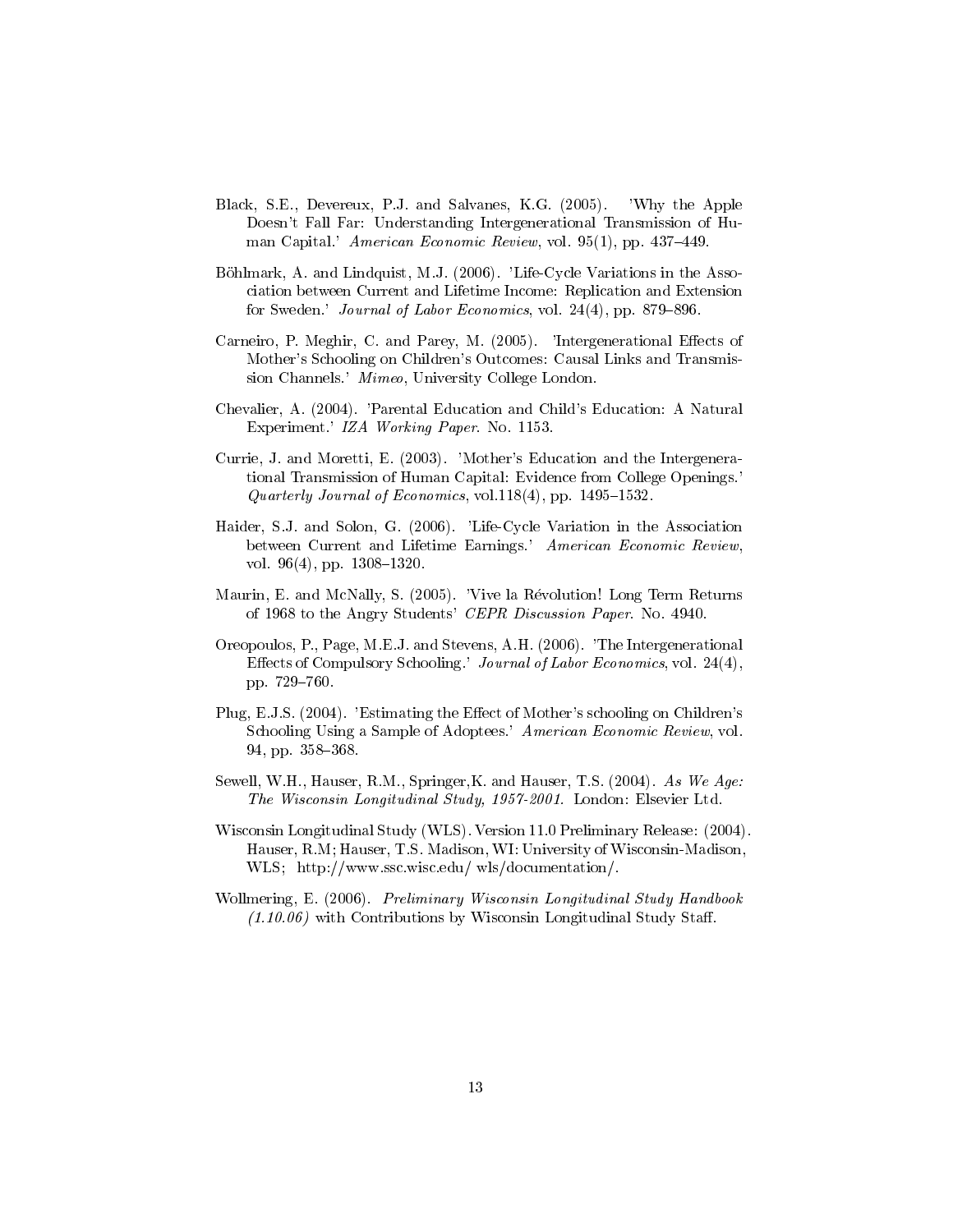Black, S.E., Devereux, P.J. and Salvanes, K.G. (2005). 'Why the Apple Doesn't Fall Far: Understanding Intergenerational Transmission of Human Capital.' *American Economic Review*, vol. 95(1), pp. 437–449.

Böhlmark, A. and Lindquist, M.J. (2006). 'Life-Cycle Variations in the Association between Current and Lifetime Income: Replication and Extension for Sweden.' *Journal of Labor Economics*, vol. 24(4), pp. 879–896.

Carneiro, P. Meghir, C. and Parey, M. (2005). 'Intergenerational Effects of Mother's Schooling on Children's Outcomes: Causal Links and Transmission Channels.' *Mimeo*, University College London.

Chevalier, A. (2004). 'Parental Education and Child's Education: A Natural Experiment.' *IZA Working Paper*. No. 1153.

Currie, J. and Moretti, E. (2003). 'Mother's Education and the Intergenerational Transmission of Human Capital: Evidence from College Openings.' *Quarterly Journal of Economics*, vol.118(4), pp. 1495–1532.

Haider, S.J. and Solon, G. (2006). 'Life-Cycle Variation in the Association between Current and Lifetime Earnings.' *American Economic Review*, vol. 96(4), pp. 1308–1320.

Maurin, E. and McNally, S. (2005). 'Vive la Révolution! Long Term Returns of 1968 to the Angry Students' *CEPR Discussion Paper*. No. 4940.

Oreopoulos, P., Page, M.E.J. and Stevens, A.H. (2006). 'The Intergenerational Effects of Compulsory Schooling.' *Journal of Labor Economics*, vol. 24(4), pp. 729–760.

Plug, E.J.S. (2004). 'Estimating the Effect of Mother's schooling on Children's Schooling Using a Sample of Adoptees.' *American Economic Review*, vol. 94, pp. 358–368.

Sewell, W.H., Hauser, R.M., Springer,K. and Hauser, T.S. (2004). *As We Age: The Wisconsin Longitudinal Study, 1957-2001*. London: Elsevier Ltd.

Wisconsin Longitudinal Study (WLS). Version 11.0 Preliminary Release: (2004). Hauser, R.M; Hauser, T.S. Madison, WI: University of Wisconsin-Madison, WLS; http://www.ssc.wisc.edu/ wls/documentation/.

Wollmering, E. (2006). *Preliminary Wisconsin Longitudinal Study Handbook (1.10.06)* with Contributions by Wisconsin Longitudinal Study Staff.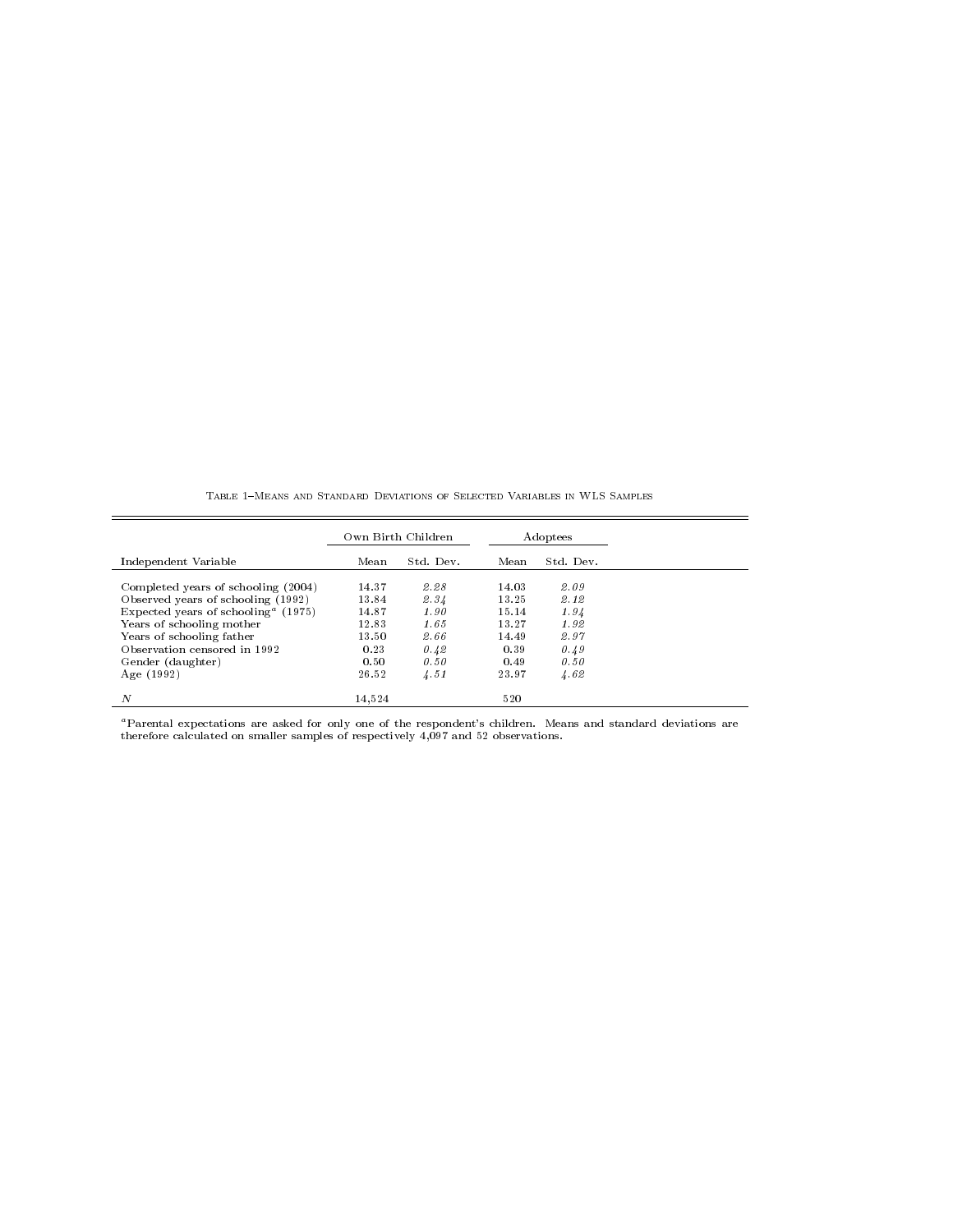Table 1–Means and Standard Deviations of Selected Variables in WLS Samples

| | Own Birth Children | | Adoptees | |
|---|---|---|---|---|
| Independent Variable | Mean | Std. Dev. | Mean | Std. Dev. |
| Completed years of schooling (2004) | 14.37 | *2.28* | 14.03 | *2.09* |
| Observed years of schooling (1992) | 13.84 | *2.34* | 13.25 | *2.12* |
| Expected years of schooling[a] (1975) | 14.87 | *1.90* | 15.14 | *1.94* |
| Years of schooling mother | 12.83 | *1.65* | 13.27 | *1.92* |
| Years of schooling father | 13.50 | *2.66* | 14.49 | *2.97* |
| Observation censored in 1992 | 0.23 | *0.42* | 0.39 | *0.49* |
| Gender (daughter) | 0.50 | *0.50* | 0.49 | *0.50* |
| Age (1992) | 26.52 | *4.51* | 23.97 | *4.62* |
| $N$ | 14,524 | | 520 | |

[a]Parental expectations are asked for only one of the respondent's children. Means and standard deviations are therefore calculated on smaller samples of respectively 4,097 and 52 observations.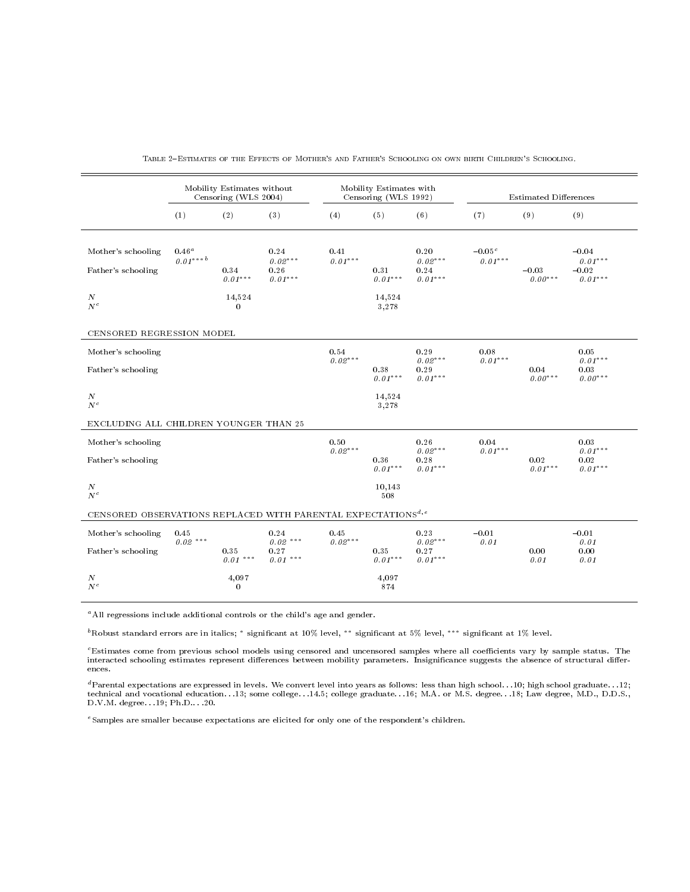Table 2–Estimates of the Effects of Mother's and Father's Schooling on own birth Children's Schooling.

| | Mobility Estimates without Censoring (WLS 2004) | | | Mobility Estimates with Censoring (WLS 1992) | | | Estimated Differences | | |
|---|---|---|---|---|---|---|---|---|---|
| | (1) | (2) | (3) | (4) | (5) | (6) | (7) | (9) | (9) |
| Mother's schooling | 0.46[a] | | 0.24 | 0.41 | | 0.20 | –0.05[c] | | –0.04 |
| | *0.01*\*\*\*[b] | | *0.02*\*\*\* | *0.01*\*\*\* | | *0.02*\*\*\* | *0.01*\*\*\* | | *0.01*\*\*\* |
| Father's schooling | | 0.34 | 0.26 | | 0.31 | 0.24 | | –0.03 | –0.02 |
| | | *0.01*\*\*\* | *0.01*\*\*\* | | *0.01*\*\*\* | *0.01*\*\*\* | | *0.00*\*\*\* | *0.01*\*\*\* |
| $N$ | | 14,524 | | | 14,524 | | | | |
| $N^c$ | | 0 | | | 3,278 | | | | |
| CENSORED REGRESSION MODEL | | | | | | | | | |
| Mother's schooling | | | | 0.54 | | 0.29 | 0.08 | | 0.05 |
| | | | | *0.02*\*\*\* | | *0.02*\*\*\* | *0.01*\*\*\* | | *0.01*\*\*\* |
| Father's schooling | | | | | 0.38 | 0.29 | | 0.04 | 0.03 |
| | | | | | *0.01*\*\*\* | *0.01*\*\*\* | | *0.00*\*\*\* | *0.00*\*\*\* |
| $N$ | | | | | 14,524 | | | | |
| $N^c$ | | | | | 3,278 | | | | |
| EXCLUDING ALL CHILDREN YOUNGER THAN 25 | | | | | | | | | |
| Mother's schooling | | | | 0.50 | | 0.26 | 0.04 | | 0.03 |
| | | | | *0.02*\*\*\* | | *0.02*\*\*\* | *0.01*\*\*\* | | *0.01*\*\*\* |
| Father's schooling | | | | | 0.36 | 0.28 | | 0.02 | 0.02 |
| | | | | | *0.01*\*\*\* | *0.01*\*\*\* | | *0.01*\*\*\* | *0.01*\*\*\* |
| $N$ | | | | | 10,143 | | | | |
| $N^c$ | | | | | 508 | | | | |
| CENSORED OBSERVATIONS REPLACED WITH PARENTAL EXPECTATIONS[d,e] | | | | | | | | | |
| Mother's schooling | 0.45 | | 0.24 | 0.45 | | 0.23 | –0.01 | | –0.01 |
| | *0.02* \*\*\* | | *0.02* \*\*\* | *0.02*\*\*\* | | *0.02*\*\*\* | *0.01* | | *0.01* |
| Father's schooling | | 0.35 | 0.27 | | 0.35 | 0.27 | | 0.00 | 0.00 |
| | | *0.01* \*\*\* | *0.01* \*\*\* | | *0.01*\*\*\* | *0.01*\*\*\* | | *0.01* | *0.01* |
| $N$ | | 4,097 | | | 4,097 | | | | |
| $N^c$ | | 0 | | | 874 | | | | |

[a]All regressions include additional controls or the child's age and gender.

[b]Robust standard errors are in italics; \* significant at 10% level, \*\* significant at 5% level, \*\*\* significant at 1% level.

[c]Estimates come from previous school models using censored and uncensored samples where all coefficients vary by sample status. The interacted schooling estimates represent differences between mobility parameters. Insignificance suggests the absence of structural differences.

[d]Parental expectations are expressed in levels. We convert level into years as follows: less than high school…10; high school graduate…12; technical and vocational education…13; some college…14.5; college graduate…16; M.A. or M.S. degree…18; Law degree, M.D., D.D.S., D.V.M. degree…19; Ph.D.…20.

[e]Samples are smaller because expectations are elicited for only one of the respondent's children.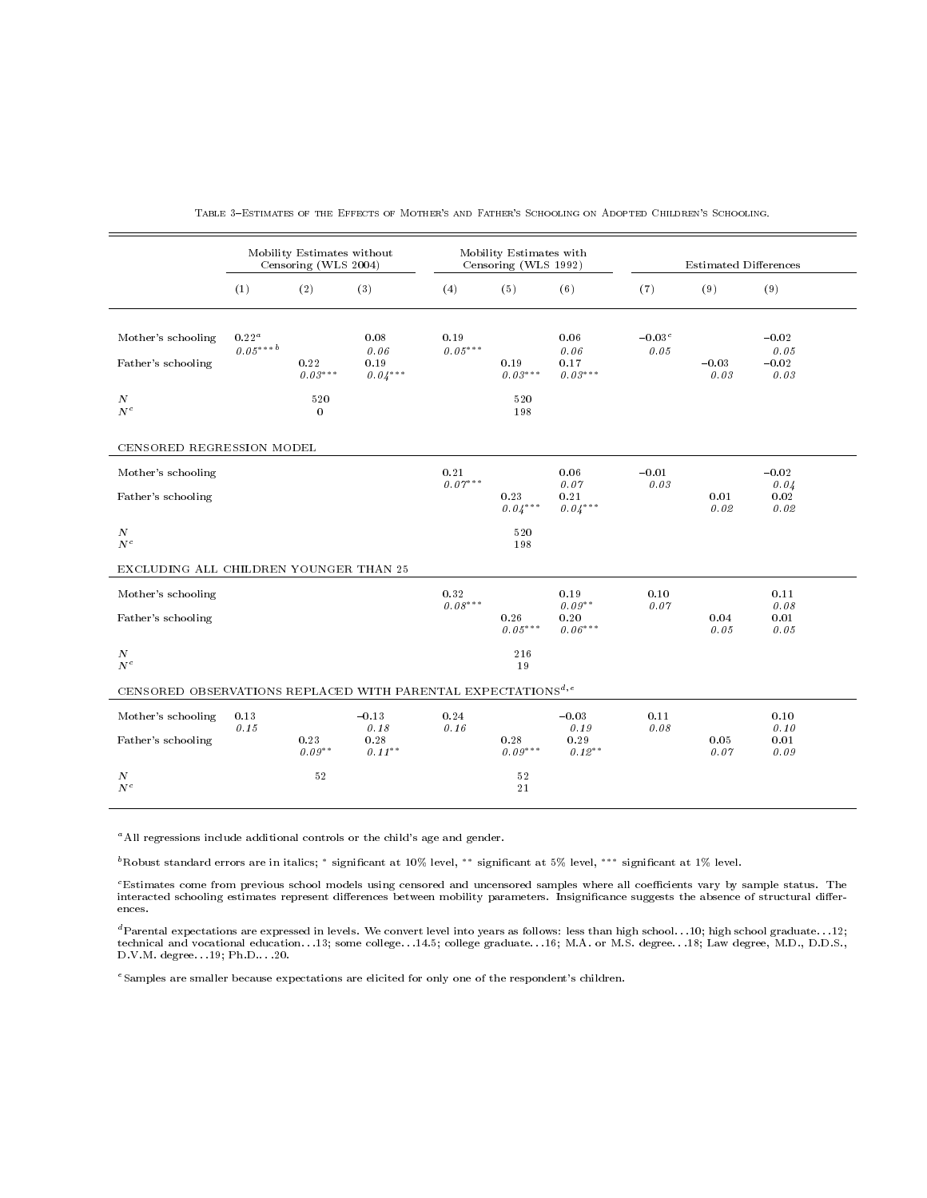Table 3–Estimates of the Effects of Mother's and Father's Schooling on Adopted Children's Schooling.

| | Mobility Estimates without Censoring (WLS 2004) | | | Mobility Estimates with Censoring (WLS 1992) | | | Estimated Differences | | |
|---|---|---|---|---|---|---|---|---|---|
| | (1) | (2) | (3) | (4) | (5) | (6) | (7) | (9) | (9) |
| Mother's schooling | 0.22[a] | | 0.08 | 0.19 | | 0.06 | −0.03[c] | | −0.02 |
| | *0.05****[b] | | *0.06* | *0.05**** | | *0.06* | *0.05* | | *0.05* |
| Father's schooling | | 0.22 | 0.19 | | 0.19 | 0.17 | | −0.03 | −0.02 |
| | | *0.03**** | *0.04**** | | *0.03**** | *0.03**** | | *0.03* | *0.03* |
| $N$ | | 520 | | | 520 | | | | |
| $N^c$ | | 0 | | | 198 | | | | |
| CENSORED REGRESSION MODEL | | | | | | | | | |
| Mother's schooling | | | | 0.21 | | 0.06 | −0.01 | | −0.02 |
| | | | | *0.07**** | | *0.07* | *0.03* | | *0.04* |
| Father's schooling | | | | | 0.23 | 0.21 | | 0.01 | 0.02 |
| | | | | | *0.04**** | *0.04**** | | *0.02* | *0.02* |
| $N$ | | | | | 520 | | | | |
| $N^c$ | | | | | 198 | | | | |
| EXCLUDING ALL CHILDREN YOUNGER THAN 25 | | | | | | | | | |
| Mother's schooling | | | | 0.32 | | 0.19 | 0.10 | | 0.11 |
| | | | | *0.08**** | | *0.09*** | *0.07* | | *0.08* |
| Father's schooling | | | | | 0.26 | 0.20 | | 0.04 | 0.01 |
| | | | | | *0.05**** | *0.06**** | | *0.05* | *0.05* |
| $N$ | | | | | 216 | | | | |
| $N^c$ | | | | | 19 | | | | |
| CENSORED OBSERVATIONS REPLACED WITH PARENTAL EXPECTATIONS[d,e] | | | | | | | | | |
| Mother's schooling | 0.13 | | −0.13 | 0.24 | | −0.03 | 0.11 | | 0.10 |
| | *0.15* | | *0.18* | *0.16* | | *0.19* | *0.08* | | *0.10* |
| Father's schooling | | 0.23 | 0.28 | | 0.28 | 0.29 | | 0.05 | 0.01 |
| | | *0.09*** | *0.11*** | | *0.09**** | *0.12*** | | *0.07* | *0.09* |
| $N$ | | 52 | | | 52 | | | | |
| $N^c$ | | | | | 21 | | | | |

[a]All regressions include additional controls or the child's age and gender.

[b]Robust standard errors are in italics; * significant at 10% level, ** significant at 5% level, *** significant at 1% level.

[c]Estimates come from previous school models using censored and uncensored samples where all coefficients vary by sample status. The interacted schooling estimates represent differences between mobility parameters. Insignificance suggests the absence of structural differences.

[d]Parental expectations are expressed in levels. We convert level into years as follows: less than high school. . . 10; high school graduate. . . 12; technical and vocational education. . . 13; some college. . . 14.5; college graduate. . . 16; M.A. or M.S. degree. . . 18; Law degree, M.D., D.D.S., D.V.M. degree. . . 19; Ph.D.. . . 20.

[e]Samples are smaller because expectations are elicited for only one of the respondent's children.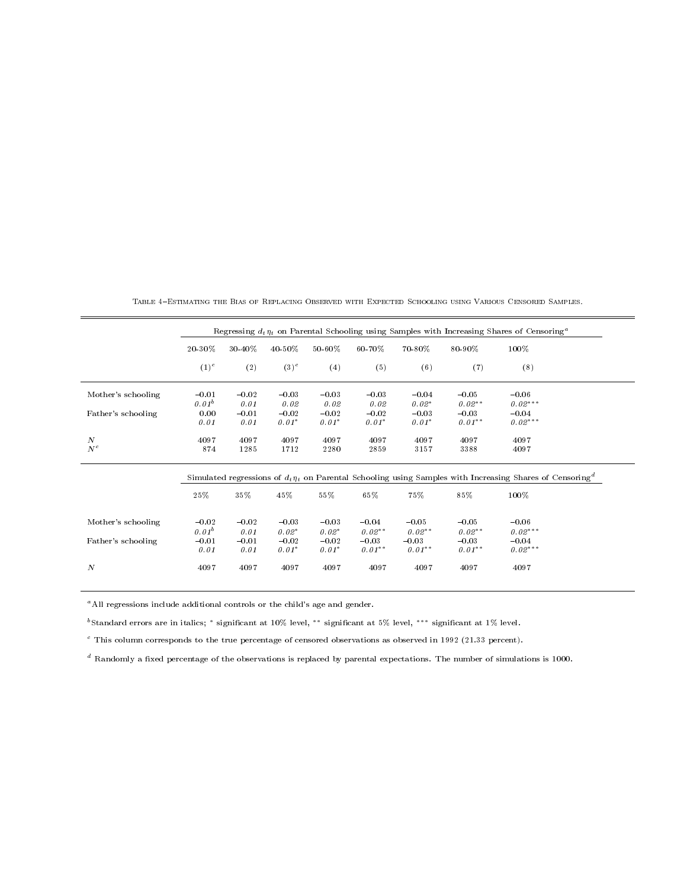Table 4–Estimating the Bias of Replacing Observed with Expected Schooling using Various Censored Samples.

| | Regressing $d_t\eta_t$ on Parental Schooling using Samples with Increasing Shares of Censoring[a] | | | | | | | |
|---|---|---|---|---|---|---|---|---|
| | 20-30% | 30-40% | 40-50% | 50-60% | 60-70% | 70-80% | 80-90% | 100% |
| | (1)[c] | (2) | (3)[c] | (4) | (5) | (6) | (7) | (8) |
| Mother's schooling | –0.01 | –0.02 | –0.03 | –0.03 | –0.03 | –0.04 | –0.05 | –0.06 |
| | *0.01*[b] | *0.01* | *0.02* | *0.02* | *0.02* | *0.02** | *0.02*** | *0.02**** |
| Father's schooling | 0.00 | –0.01 | –0.02 | –0.02 | –0.02 | –0.03 | –0.03 | –0.04 |
| | *0.01* | *0.01* | *0.01** | *0.01** | *0.01** | *0.01** | *0.01*** | *0.02**** |
| $N$ | 4097 | 4097 | 4097 | 4097 | 4097 | 4097 | 4097 | 4097 |
| $N^c$ | 874 | 1285 | 1712 | 2280 | 2859 | 3157 | 3388 | 4097 |
| | **Simulated regressions of $d_t\eta_t$ on Parental Schooling using Samples with Increasing Shares of Censoring[d]** | | | | | | | |
| | 25% | 35% | 45% | 55% | 65% | 75% | 85% | 100% |
| Mother's schooling | –0.02 | –0.02 | –0.03 | –0.03 | –0.04 | –0.05 | –0.05 | –0.06 |
| | *0.01*[b] | *0.01* | *0.02** | *0.02** | *0.02*** | *0.02*** | *0.02*** | *0.02**** |
| Father's schooling | –0.01 | –0.01 | –0.02 | –0.02 | –0.03 | –0.03 | –0.03 | –0.04 |
| | *0.01* | *0.01* | *0.01** | *0.01** | *0.01*** | *0.01*** | *0.01*** | *0.02**** |
| $N$ | 4097 | 4097 | 4097 | 4097 | 4097 | 4097 | 4097 | 4097 |

[a] All regressions include additional controls or the child's age and gender.

[b] Standard errors are in italics; * significant at 10% level, ** significant at 5% level, *** significant at 1% level.

[c] This column corresponds to the true percentage of censored observations as observed in 1992 (21.33 percent).

[d] Randomly a fixed percentage of the observations is replaced by parental expectations. The number of simulations is 1000.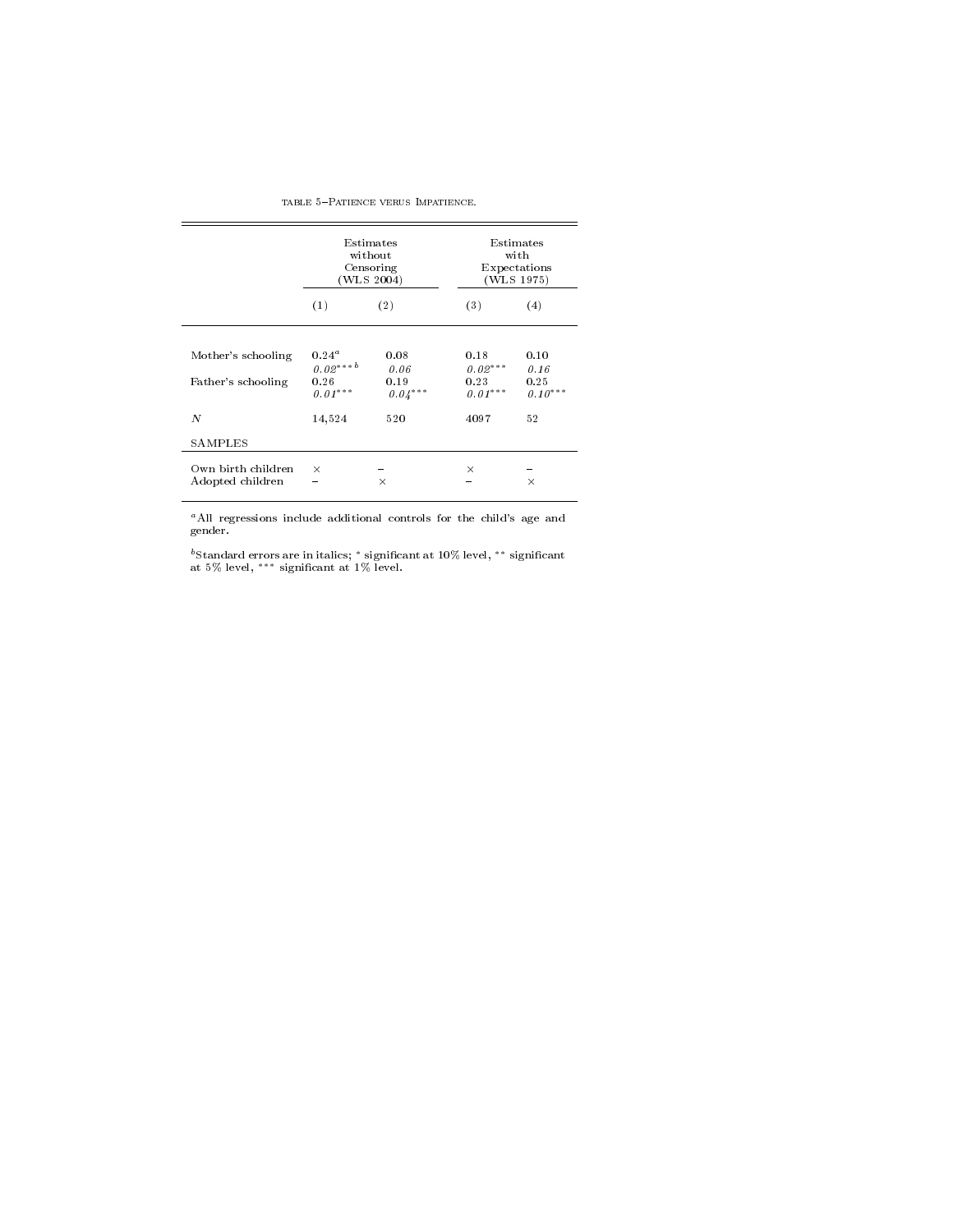TABLE 5–PATIENCE VERUS IMPATIENCE.

| | Estimates without Censoring (WLS 2004) | | Estimates with Expectations (WLS 1975) | |
|---|---|---|---|---|
| | (1) | (2) | (3) | (4) |
| Mother's schooling | 0.24[a] | 0.08 | 0.18 | 0.10 |
| | *0.02****[b] | *0.06* | *0.02**** | *0.16* |
| Father's schooling | 0.26 | 0.19 | 0.23 | 0.25 |
| | *0.01**** | *0.04**** | *0.01**** | *0.10**** |
| $N$ | 14,524 | 520 | 4097 | 52 |
| SAMPLES | | | | |
| Own birth children | × | – | × | – |
| Adopted children | – | × | – | × |

[a]All regressions include additional controls for the child's age and gender.

[b]Standard errors are in italics; * significant at 10% level, ** significant at 5% level, *** significant at 1% level.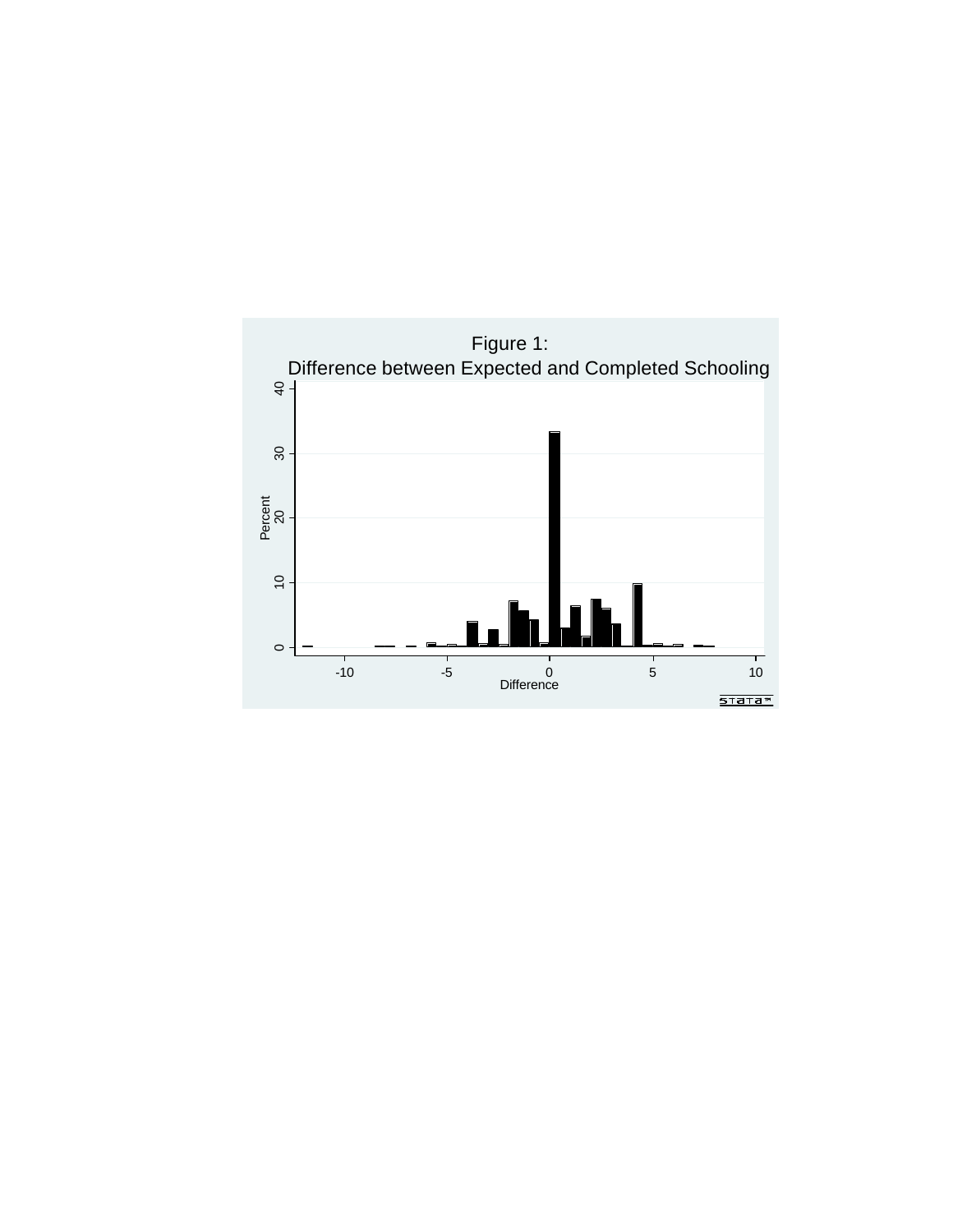Figure 1:
Difference between Expected and Completed Schooling

40
30
20
10
0
Percent

-10
-5
0
5
10
Difference

Stata™